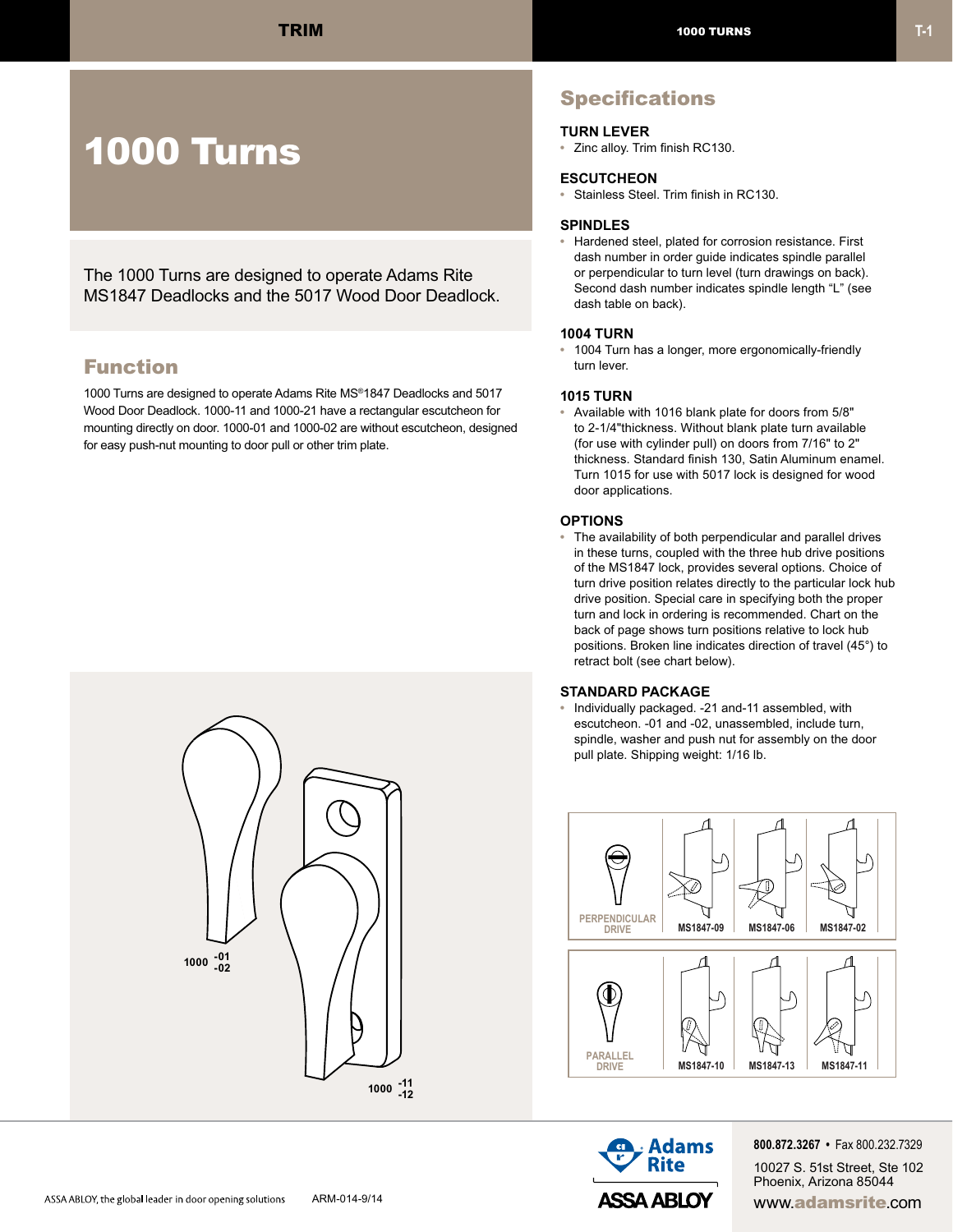# 1000 Turns

The 1000 Turns are designed to operate Adams Rite MS1847 Deadlocks and the 5017 Wood Door Deadlock.

## Function

1000 Turns are designed to operate Adams Rite MS®1847 Deadlocks and 5017 Wood Door Deadlock. 1000-11 and 1000-21 have a rectangular escutcheon for mounting directly on door. 1000-01 and 1000-02 are without escutcheon, designed for easy push-nut mounting to door pull or other trim plate.

1000 -01 -02

1000 -11 -12

## Specifications

### TURN LEVER

- Zinc alloy. Trim finish RC130.

### ESCUTCHEON

- Stainless Steel. Trim finish in RC130.

### SPINDLES

- Hardened steel, plated for corrosion resistance. First dash number in order guide indicates spindle parallel or perpendicular to turn level (turn drawings on back). Second dash number indicates spindle length "L" (see dash table on back).

### 1004 TURN

- 1004 Turn has a longer, more ergonomically-friendly turn lever.

### 1015 TURN

- Available with 1016 blank plate for doors from 5/8" to 2-1/4"thickness. Without blank plate turn available (for use with cylinder pull) on doors from 7/16" to 2" thickness. Standard finish 130, Satin Aluminum enamel. Turn 1015 for use with 5017 lock is designed for wood door applications.

### OPTIONS

- The availability of both perpendicular and parallel drives in these turns, coupled with the three hub drive positions of the MS1847 lock, provides several options. Choice of turn drive position relates directly to the particular lock hub drive position. Special care in specifying both the proper turn and lock in ordering is recommended. Chart on the back of page shows turn positions relative to lock hub positions. Broken line indicates direction of travel (45°) to retract bolt (see chart below).

### STANDARD PACKAGE

- Individually packaged. -21 and-11 assembled, with escutcheon. -01 and -02, unassembled, include turn, spindle, washer and push nut for assembly on the door pull plate. Shipping weight: 1/16 lb.

| PERPENDICULAR DRIVE | MS1847-09 | MS1847-06 | MS1847-02 |
|---|---|---|---|
| PARALLEL DRIVE | MS1847-10 | MS1847-13 | MS1847-11 |

800.872.3267 • Fax 800.232.7329
10027 S. 51st Street, Ste 102
Phoenix, Arizona 85044
www.adamsrite.com

ASSA ABLOY, the global leader in door opening solutions ARM-014-9/14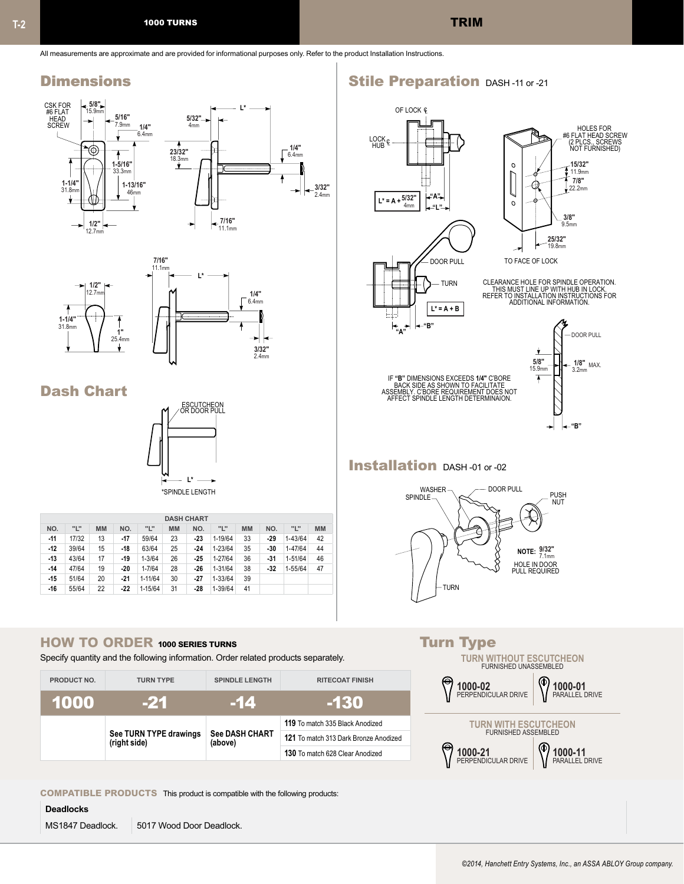All measurements are approximate and are provided for informational purposes only. Refer to the product Installation Instructions.

## Dimensions

CSK FOR #6 FLAT HEAD SCREW
5/8" 15.9mm
5/16" 7.9mm
1/4" 6.4mm
1-5/16" 33.3mm
1-1/4" 31.8mm
1-13/16" 46mm
1/2" 12.7mm
5/32" 4mm
L*
23/32" 18.3mm
1/4" 6.4mm
3/32" 2.4mm
7/16" 11.1mm

7/16" 11.1mm
L*
1/2" 12.7mm
1/4" 6.4mm
1-1/4" 31.8mm
1" 25.4mm
3/32" 2.4mm

## Dash Chart

ESCUTCHEON OR DOOR PULL
L*
*SPINDLE LENGTH

| NO. | "L" | MM | NO. | "L" | MM | NO. | "L" | MM | NO. | "L" | MM |
|---|---|---|---|---|---|---|---|---|---|---|---|
| **-11** | 17/32 | 13 | **-17** | 59/64 | 23 | **-23** | 1-19/64 | 33 | **-29** | 1-43/64 | 42 |
| **-12** | 39/64 | 15 | **-18** | 63/64 | 25 | **-24** | 1-23/64 | 35 | **-30** | 1-47/64 | 44 |
| **-13** | 43/64 | 17 | **-19** | 1-3/64 | 26 | **-25** | 1-27/64 | 36 | **-31** | 1-51/64 | 46 |
| **-14** | 47/64 | 19 | **-20** | 1-7/64 | 28 | **-26** | 1-31/64 | 38 | **-32** | 1-55/64 | 47 |
| **-15** | 51/64 | 20 | **-21** | 1-11/64 | 30 | **-27** | 1-33/64 | 39 | | | |
| **-16** | 55/64 | 22 | **-22** | 1-15/64 | 31 | **-28** | 1-39/64 | 41 | | | |

## Stile Preparation DASH -11 or -21

OF LOCK ℄
LOCK HUB ℄
L* = A + 5/32" 4mm
"A"
"L"
HOLES FOR #6 FLAT HEAD SCREW (2 PLCS., SCREWS NOT FURNISHED)
15/32" 11.9mm
7/8" 22.2mm
3/8" 9.5mm
25/32" 19.8mm
TO FACE OF LOCK
DOOR PULL
TURN
L* = A + B
"A"
"B"
CLEARANCE HOLE FOR SPINDLE OPERATION. THIS MUST LINE UP WITH HUB IN LOCK. REFER TO INSTALLATION INSTRUCTIONS FOR ADDITIONAL INFORMATION.
DOOR PULL
5/8" 15.9mm
1/8" 3.2mm MAX.
"B"

IF **"B"** DIMENSIONS EXCEEDS **1/4"** C'BORE BACK SIDE AS SHOWN TO FACILITATE ASSEMBLY. C'BORE REQUIREMENT DOES NOT AFFECT SPINDLE LENGTH DETERMINAION.

## Installation DASH -01 or -02

WASHER
SPINDLE
DOOR PULL
PUSH NUT
TURN
**NOTE: 9/32"** 7.1mm HOLE IN DOOR PULL REQUIRED

## HOW TO ORDER 1000 SERIES TURNS

Specify quantity and the following information. Order related products separately.

| PRODUCT NO. | TURN TYPE | SPINDLE LENGTH | RITECOAT FINISH |
|---|---|---|---|
| **1000** | **-21** | **-14** | **-130** |
| | See TURN TYPE drawings (right side) | See DASH CHART (above) | **119** To match 335 Black Anodized |
| | | | **121** To match 313 Dark Bronze Anodized |
| | | | **130** To match 628 Clear Anodized |

## Turn Type

**TURN WITHOUT ESCUTCHEON**
FURNISHED UNASSEMBLED

**1000-02** PERPENDICULAR DRIVE
**1000-01** PARALLEL DRIVE

**TURN WITH ESCUTCHEON**
FURNISHED ASSEMBLED

**1000-21** PERPENDICULAR DRIVE
**1000-11** PARALLEL DRIVE

**COMPATIBLE PRODUCTS** This product is compatible with the following products:

**Deadlocks**

MS1847 Deadlock. | 5017 Wood Door Deadlock.

*©2014, Hanchett Entry Systems, Inc., an ASSA ABLOY Group company.*